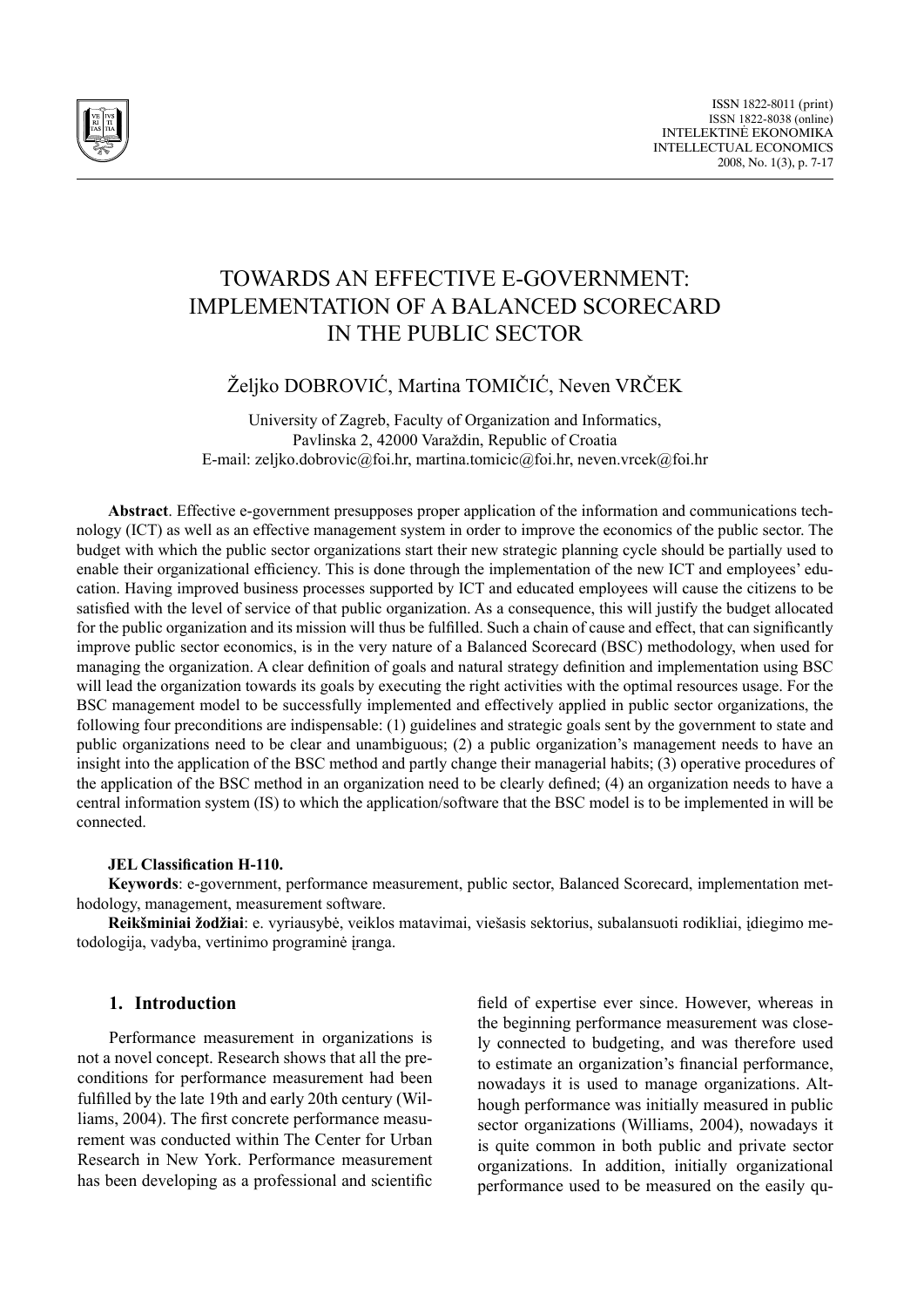# TOWARDS AN EFFECTIVE E-GOVERNMENT: IMPLEMENTATION OF A BALANCED SCORECARD IN THE PUBLIC SECTOR

Željko DOBROVIĆ, Martina TOMIČIĆ, Neven VRČEK

University of Zagreb, Faculty of Organization and Informatics,
Pavlinska 2, 42000 Varaždin, Republic of Croatia
E-mail: zeljko.dobrovic@foi.hr, martina.tomicic@foi.hr, neven.vrcek@foi.hr

**Abstract**. Effective e-government presupposes proper application of the information and communications technology (ICT) as well as an effective management system in order to improve the economics of the public sector. The budget with which the public sector organizations start their new strategic planning cycle should be partially used to enable their organizational efficiency. This is done through the implementation of the new ICT and employees' education. Having improved business processes supported by ICT and educated employees will cause the citizens to be satisfied with the level of service of that public organization. As a consequence, this will justify the budget allocated for the public organization and its mission will thus be fulfilled. Such a chain of cause and effect, that can significantly improve public sector economics, is in the very nature of a Balanced Scorecard (BSC) methodology, when used for managing the organization. A clear definition of goals and natural strategy definition and implementation using BSC will lead the organization towards its goals by executing the right activities with the optimal resources usage. For the BSC management model to be successfully implemented and effectively applied in public sector organizations, the following four preconditions are indispensable: (1) guidelines and strategic goals sent by the government to state and public organizations need to be clear and unambiguous; (2) a public organization's management needs to have an insight into the application of the BSC method and partly change their managerial habits; (3) operative procedures of the application of the BSC method in an organization need to be clearly defined; (4) an organization needs to have a central information system (IS) to which the application/software that the BSC model is to be implemented in will be connected.

**JEL Classification H-110.**

**Keywords**: e-government, performance measurement, public sector, Balanced Scorecard, implementation methodology, management, measurement software.

**Reikšminiai žodžiai**: e. vyriausybė, veiklos matavimai, viešasis sektorius, subalansuoti rodikliai, įdiegimo metodologija, vadyba, vertinimo programinė įranga.

## 1. Introduction

Performance measurement in organizations is not a novel concept. Research shows that all the preconditions for performance measurement had been fulfilled by the late 19th and early 20th century (Williams, 2004). The first concrete performance measurement was conducted within The Center for Urban Research in New York. Performance measurement has been developing as a professional and scientific field of expertise ever since. However, whereas in the beginning performance measurement was closely connected to budgeting, and was therefore used to estimate an organization's financial performance, nowadays it is used to manage organizations. Although performance was initially measured in public sector organizations (Williams, 2004), nowadays it is quite common in both public and private sector organizations. In addition, initially organizational performance used to be measured on the easily qu-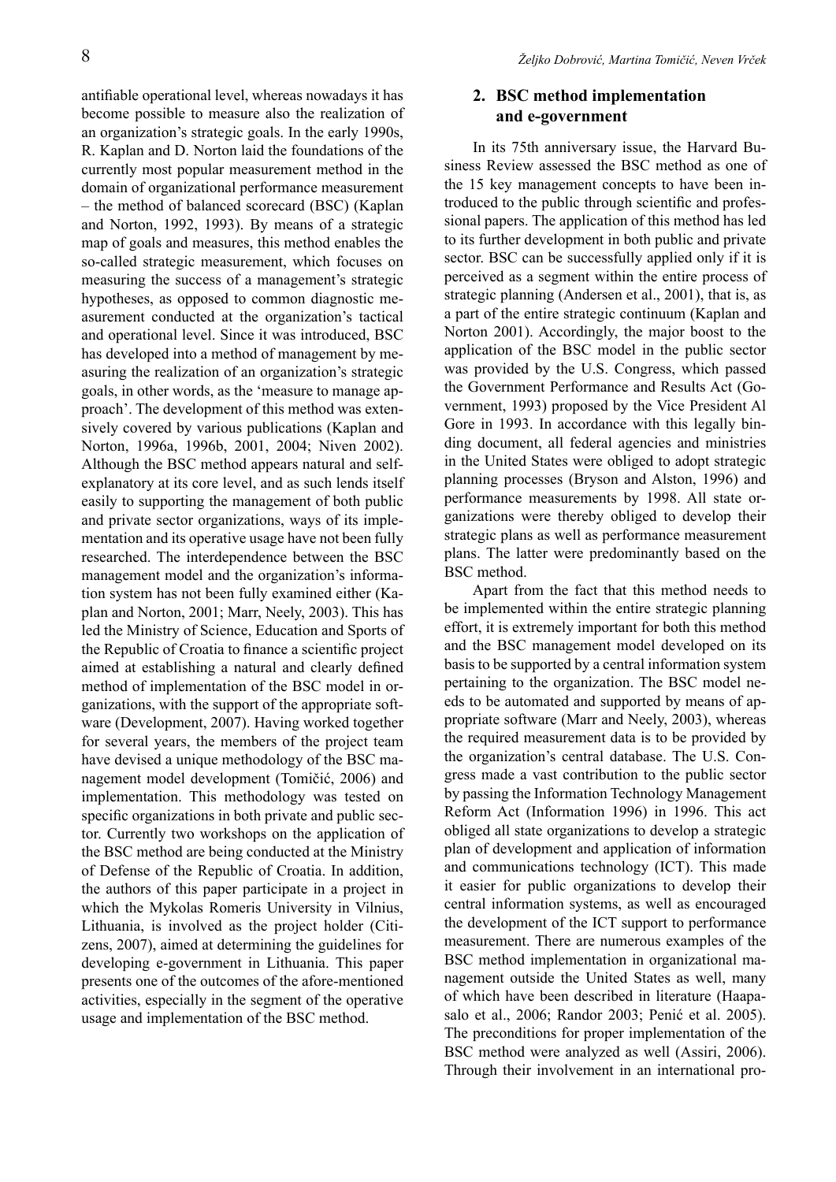antifiable operational level, whereas nowadays it has become possible to measure also the realization of an organization's strategic goals. In the early 1990s, R. Kaplan and D. Norton laid the foundations of the currently most popular measurement method in the domain of organizational performance measurement – the method of balanced scorecard (BSC) (Kaplan and Norton, 1992, 1993). By means of a strategic map of goals and measures, this method enables the so-called strategic measurement, which focuses on measuring the success of a management's strategic hypotheses, as opposed to common diagnostic measurement conducted at the organization's tactical and operational level. Since it was introduced, BSC has developed into a method of management by measuring the realization of an organization's strategic goals, in other words, as the 'measure to manage approach'. The development of this method was extensively covered by various publications (Kaplan and Norton, 1996a, 1996b, 2001, 2004; Niven 2002). Although the BSC method appears natural and self-explanatory at its core level, and as such lends itself easily to supporting the management of both public and private sector organizations, ways of its implementation and its operative usage have not been fully researched. The interdependence between the BSC management model and the organization's information system has not been fully examined either (Kaplan and Norton, 2001; Marr, Neely, 2003). This has led the Ministry of Science, Education and Sports of the Republic of Croatia to finance a scientific project aimed at establishing a natural and clearly defined method of implementation of the BSC model in organizations, with the support of the appropriate software (Development, 2007). Having worked together for several years, the members of the project team have devised a unique methodology of the BSC management model development (Tomičić, 2006) and implementation. This methodology was tested on specific organizations in both private and public sector. Currently two workshops on the application of the BSC method are being conducted at the Ministry of Defense of the Republic of Croatia. In addition, the authors of this paper participate in a project in which the Mykolas Romeris University in Vilnius, Lithuania, is involved as the project holder (Citizens, 2007), aimed at determining the guidelines for developing e-government in Lithuania. This paper presents one of the outcomes of the afore-mentioned activities, especially in the segment of the operative usage and implementation of the BSC method.

## 2. BSC method implementation and e-government

In its 75th anniversary issue, the Harvard Business Review assessed the BSC method as one of the 15 key management concepts to have been introduced to the public through scientific and professional papers. The application of this method has led to its further development in both public and private sector. BSC can be successfully applied only if it is perceived as a segment within the entire process of strategic planning (Andersen et al., 2001), that is, as a part of the entire strategic continuum (Kaplan and Norton 2001). Accordingly, the major boost to the application of the BSC model in the public sector was provided by the U.S. Congress, which passed the Government Performance and Results Act (Government, 1993) proposed by the Vice President Al Gore in 1993. In accordance with this legally binding document, all federal agencies and ministries in the United States were obliged to adopt strategic planning processes (Bryson and Alston, 1996) and performance measurements by 1998. All state organizations were thereby obliged to develop their strategic plans as well as performance measurement plans. The latter were predominantly based on the BSC method.

Apart from the fact that this method needs to be implemented within the entire strategic planning effort, it is extremely important for both this method and the BSC management model developed on its basis to be supported by a central information system pertaining to the organization. The BSC model needs to be automated and supported by means of appropriate software (Marr and Neely, 2003), whereas the required measurement data is to be provided by the organization's central database. The U.S. Congress made a vast contribution to the public sector by passing the Information Technology Management Reform Act (Information 1996) in 1996. This act obliged all state organizations to develop a strategic plan of development and application of information and communications technology (ICT). This made it easier for public organizations to develop their central information systems, as well as encouraged the development of the ICT support to performance measurement. There are numerous examples of the BSC method implementation in organizational management outside the United States as well, many of which have been described in literature (Haapasalo et al., 2006; Randor 2003; Penić et al. 2005). The preconditions for proper implementation of the BSC method were analyzed as well (Assiri, 2006). Through their involvement in an international pro-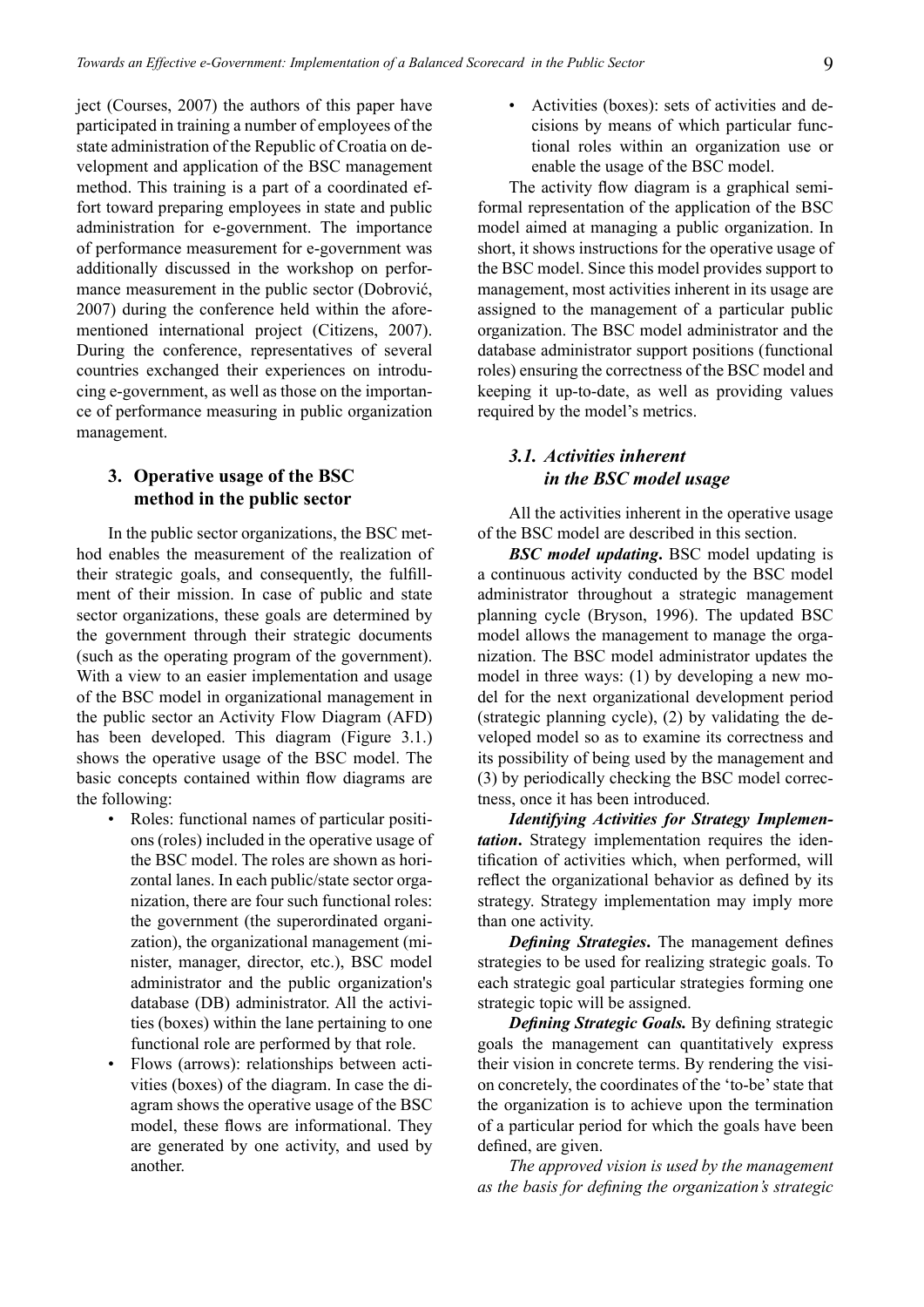ject (Courses, 2007) the authors of this paper have participated in training a number of employees of the state administration of the Republic of Croatia on development and application of the BSC management method. This training is a part of a coordinated effort toward preparing employees in state and public administration for e-government. The importance of performance measurement for e-government was additionally discussed in the workshop on performance measurement in the public sector (Dobrović, 2007) during the conference held within the aforementioned international project (Citizens, 2007). During the conference, representatives of several countries exchanged their experiences on introducing e-government, as well as those on the importance of performance measuring in public organization management.

## 3. Operative usage of the BSC method in the public sector

In the public sector organizations, the BSC method enables the measurement of the realization of their strategic goals, and consequently, the fulfillment of their mission. In case of public and state sector organizations, these goals are determined by the government through their strategic documents (such as the operating program of the government). With a view to an easier implementation and usage of the BSC model in organizational management in the public sector an Activity Flow Diagram (AFD) has been developed. This diagram (Figure 3.1.) shows the operative usage of the BSC model. The basic concepts contained within flow diagrams are the following:

- Roles: functional names of particular positions (roles) included in the operative usage of the BSC model. The roles are shown as horizontal lanes. In each public/state sector organization, there are four such functional roles: the government (the superordinated organization), the organizational management (minister, manager, director, etc.), BSC model administrator and the public organization's database (DB) administrator. All the activities (boxes) within the lane pertaining to one functional role are performed by that role.
- Flows (arrows): relationships between activities (boxes) of the diagram. In case the diagram shows the operative usage of the BSC model, these flows are informational. They are generated by one activity, and used by another.
- Activities (boxes): sets of activities and decisions by means of which particular functional roles within an organization use or enable the usage of the BSC model.

The activity flow diagram is a graphical semi-formal representation of the application of the BSC model aimed at managing a public organization. In short, it shows instructions for the operative usage of the BSC model. Since this model provides support to management, most activities inherent in its usage are assigned to the management of a particular public organization. The BSC model administrator and the database administrator support positions (functional roles) ensuring the correctness of the BSC model and keeping it up-to-date, as well as providing values required by the model's metrics.

### *3.1. Activities inherent in the BSC model usage*

All the activities inherent in the operative usage of the BSC model are described in this section.

***BSC model updating*.** BSC model updating is a continuous activity conducted by the BSC model administrator throughout a strategic management planning cycle (Bryson, 1996). The updated BSC model allows the management to manage the organization. The BSC model administrator updates the model in three ways: (1) by developing a new model for the next organizational development period (strategic planning cycle), (2) by validating the developed model so as to examine its correctness and its possibility of being used by the management and (3) by periodically checking the BSC model correctness, once it has been introduced.

***Identifying Activities for Strategy Implementation*.** Strategy implementation requires the identification of activities which, when performed, will reflect the organizational behavior as defined by its strategy. Strategy implementation may imply more than one activity.

***Defining Strategies*.** The management defines strategies to be used for realizing strategic goals. To each strategic goal particular strategies forming one strategic topic will be assigned.

***Defining Strategic Goals.*** By defining strategic goals the management can quantitatively express their vision in concrete terms. By rendering the vision concretely, the coordinates of the 'to-be' state that the organization is to achieve upon the termination of a particular period for which the goals have been defined, are given.

*The approved vision is used by the management as the basis for defining the organization's strategic*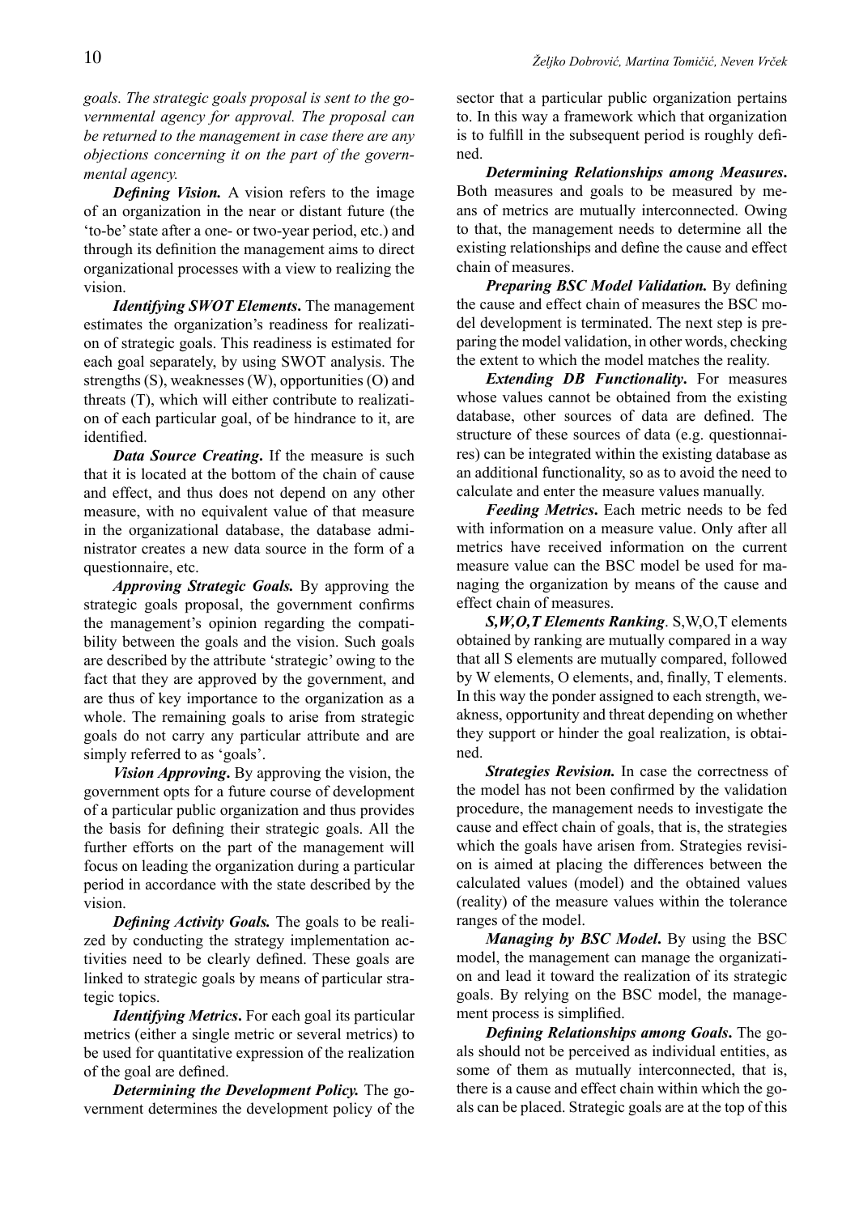*goals. The strategic goals proposal is sent to the governmental agency for approval. The proposal can be returned to the management in case there are any objections concerning it on the part of the governmental agency.*

***Defining Vision.*** A vision refers to the image of an organization in the near or distant future (the 'to-be' state after a one- or two-year period, etc.) and through its definition the management aims to direct organizational processes with a view to realizing the vision.

***Identifying SWOT Elements.*** The management estimates the organization's readiness for realization of strategic goals. This readiness is estimated for each goal separately, by using SWOT analysis. The strengths (S), weaknesses (W), opportunities (O) and threats (T), which will either contribute to realization of each particular goal, of be hindrance to it, are identified.

***Data Source Creating.*** If the measure is such that it is located at the bottom of the chain of cause and effect, and thus does not depend on any other measure, with no equivalent value of that measure in the organizational database, the database administrator creates a new data source in the form of a questionnaire, etc.

***Approving Strategic Goals.*** By approving the strategic goals proposal, the government confirms the management's opinion regarding the compatibility between the goals and the vision. Such goals are described by the attribute 'strategic' owing to the fact that they are approved by the government, and are thus of key importance to the organization as a whole. The remaining goals to arise from strategic goals do not carry any particular attribute and are simply referred to as 'goals'.

***Vision Approving.*** By approving the vision, the government opts for a future course of development of a particular public organization and thus provides the basis for defining their strategic goals. All the further efforts on the part of the management will focus on leading the organization during a particular period in accordance with the state described by the vision.

***Defining Activity Goals.*** The goals to be realized by conducting the strategy implementation activities need to be clearly defined. These goals are linked to strategic goals by means of particular strategic topics.

***Identifying Metrics.*** For each goal its particular metrics (either a single metric or several metrics) to be used for quantitative expression of the realization of the goal are defined.

***Determining the Development Policy.*** The government determines the development policy of the sector that a particular public organization pertains to. In this way a framework which that organization is to fulfill in the subsequent period is roughly defined.

***Determining Relationships among Measures.*** Both measures and goals to be measured by means of metrics are mutually interconnected. Owing to that, the management needs to determine all the existing relationships and define the cause and effect chain of measures.

***Preparing BSC Model Validation.*** By defining the cause and effect chain of measures the BSC model development is terminated. The next step is preparing the model validation, in other words, checking the extent to which the model matches the reality.

***Extending DB Functionality.*** For measures whose values cannot be obtained from the existing database, other sources of data are defined. The structure of these sources of data (e.g. questionnaires) can be integrated within the existing database as an additional functionality, so as to avoid the need to calculate and enter the measure values manually.

***Feeding Metrics.*** Each metric needs to be fed with information on a measure value. Only after all metrics have received information on the current measure value can the BSC model be used for managing the organization by means of the cause and effect chain of measures.

***S,W,O,T Elements Ranking.*** S,W,O,T elements obtained by ranking are mutually compared in a way that all S elements are mutually compared, followed by W elements, O elements, and, finally, T elements. In this way the ponder assigned to each strength, weakness, opportunity and threat depending on whether they support or hinder the goal realization, is obtained.

***Strategies Revision.*** In case the correctness of the model has not been confirmed by the validation procedure, the management needs to investigate the cause and effect chain of goals, that is, the strategies which the goals have arisen from. Strategies revision is aimed at placing the differences between the calculated values (model) and the obtained values (reality) of the measure values within the tolerance ranges of the model.

***Managing by BSC Model.*** By using the BSC model, the management can manage the organization and lead it toward the realization of its strategic goals. By relying on the BSC model, the management process is simplified.

***Defining Relationships among Goals.*** The goals should not be perceived as individual entities, as some of them as mutually interconnected, that is, there is a cause and effect chain within which the goals can be placed. Strategic goals are at the top of this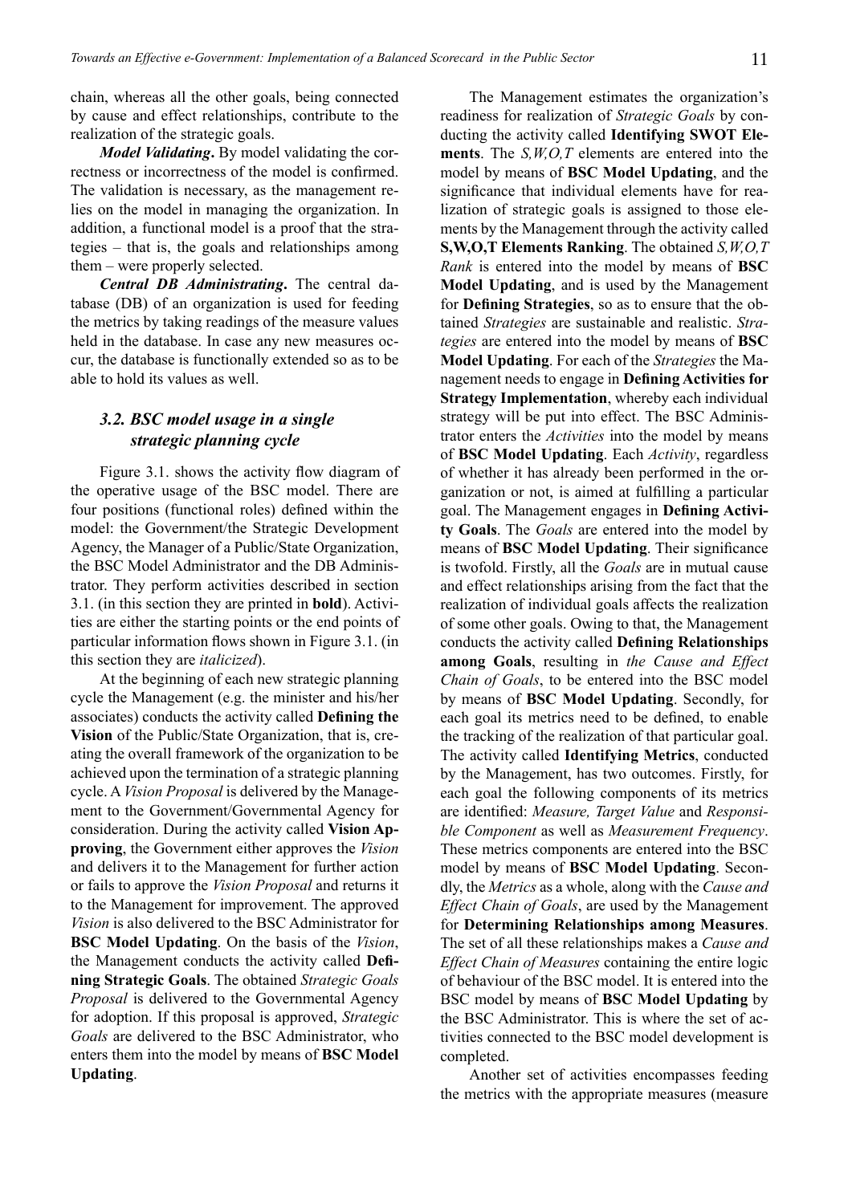chain, whereas all the other goals, being connected by cause and effect relationships, contribute to the realization of the strategic goals.

***Model Validating*.** By model validating the correctness or incorrectness of the model is confirmed. The validation is necessary, as the management relies on the model in managing the organization. In addition, a functional model is a proof that the strategies – that is, the goals and relationships among them – were properly selected.

***Central DB Administrating*.** The central database (DB) of an organization is used for feeding the metrics by taking readings of the measure values held in the database. In case any new measures occur, the database is functionally extended so as to be able to hold its values as well.

### *3.2. BSC model usage in a single strategic planning cycle*

Figure 3.1. shows the activity flow diagram of the operative usage of the BSC model. There are four positions (functional roles) defined within the model: the Government/the Strategic Development Agency, the Manager of a Public/State Organization, the BSC Model Administrator and the DB Administrator. They perform activities described in section 3.1. (in this section they are printed in **bold**). Activities are either the starting points or the end points of particular information flows shown in Figure 3.1. (in this section they are *italicized*).

At the beginning of each new strategic planning cycle the Management (e.g. the minister and his/her associates) conducts the activity called **Defining the Vision** of the Public/State Organization, that is, creating the overall framework of the organization to be achieved upon the termination of a strategic planning cycle. A *Vision Proposal* is delivered by the Management to the Government/Governmental Agency for consideration. During the activity called **Vision Approving**, the Government either approves the *Vision* and delivers it to the Management for further action or fails to approve the *Vision Proposal* and returns it to the Management for improvement. The approved *Vision* is also delivered to the BSC Administrator for **BSC Model Updating**. On the basis of the *Vision*, the Management conducts the activity called **Defining Strategic Goals**. The obtained *Strategic Goals Proposal* is delivered to the Governmental Agency for adoption. If this proposal is approved, *Strategic Goals* are delivered to the BSC Administrator, who enters them into the model by means of **BSC Model Updating**.

The Management estimates the organization's readiness for realization of *Strategic Goals* by conducting the activity called **Identifying SWOT Elements**. The *S,W,O,T* elements are entered into the model by means of **BSC Model Updating**, and the significance that individual elements have for realization of strategic goals is assigned to those elements by the Management through the activity called **S,W,O,T Elements Ranking**. The obtained *S,W,O,T Rank* is entered into the model by means of **BSC Model Updating**, and is used by the Management for **Defining Strategies**, so as to ensure that the obtained *Strategies* are sustainable and realistic. *Strategies* are entered into the model by means of **BSC Model Updating**. For each of the *Strategies* the Management needs to engage in **Defining Activities for Strategy Implementation**, whereby each individual strategy will be put into effect. The BSC Administrator enters the *Activities* into the model by means of **BSC Model Updating**. Each *Activity*, regardless of whether it has already been performed in the organization or not, is aimed at fulfilling a particular goal. The Management engages in **Defining Activity Goals**. The *Goals* are entered into the model by means of **BSC Model Updating**. Their significance is twofold. Firstly, all the *Goals* are in mutual cause and effect relationships arising from the fact that the realization of individual goals affects the realization of some other goals. Owing to that, the Management conducts the activity called **Defining Relationships among Goals**, resulting in *the Cause and Effect Chain of Goals*, to be entered into the BSC model by means of **BSC Model Updating**. Secondly, for each goal its metrics need to be defined, to enable the tracking of the realization of that particular goal. The activity called **Identifying Metrics**, conducted by the Management, has two outcomes. Firstly, for each goal the following components of its metrics are identified: *Measure, Target Value* and *Responsible Component* as well as *Measurement Frequency*. These metrics components are entered into the BSC model by means of **BSC Model Updating**. Secondly, the *Metrics* as a whole, along with the *Cause and Effect Chain of Goals*, are used by the Management for **Determining Relationships among Measures**. The set of all these relationships makes a *Cause and Effect Chain of Measures* containing the entire logic of behaviour of the BSC model. It is entered into the BSC model by means of **BSC Model Updating** by the BSC Administrator. This is where the set of activities connected to the BSC model development is completed.

Another set of activities encompasses feeding the metrics with the appropriate measures (measure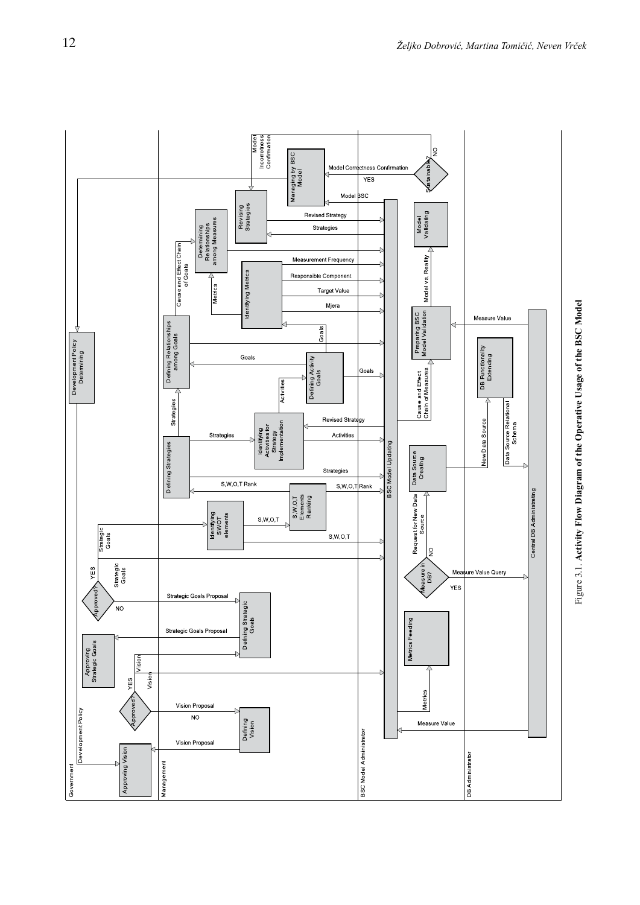Figure 3.1. **Activity Flow Diagram of the Operative Usage of the BSC Model**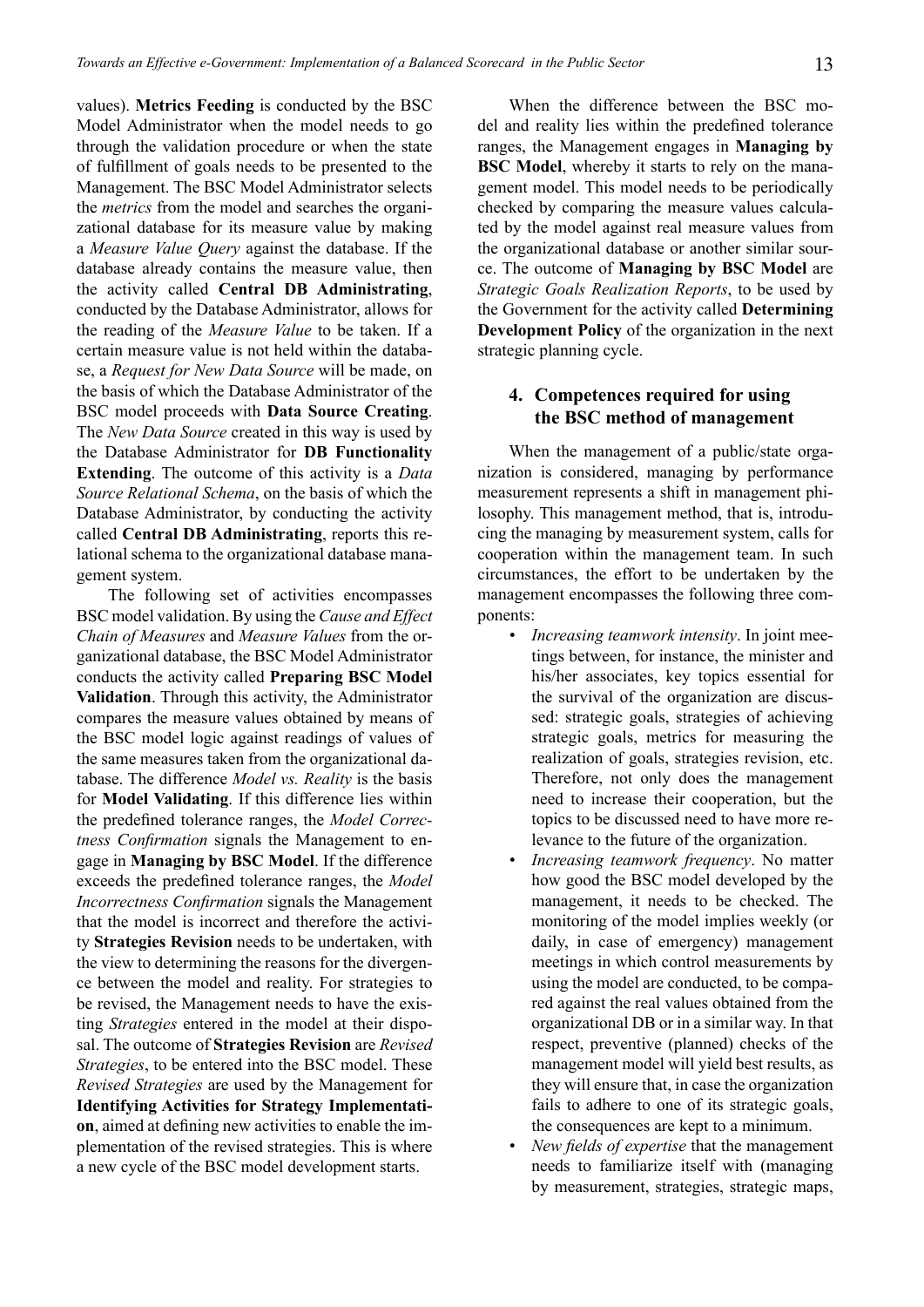values). **Metrics Feeding** is conducted by the BSC Model Administrator when the model needs to go through the validation procedure or when the state of fulfillment of goals needs to be presented to the Management. The BSC Model Administrator selects the *metrics* from the model and searches the organizational database for its measure value by making a *Measure Value Query* against the database. If the database already contains the measure value, then the activity called **Central DB Administrating**, conducted by the Database Administrator, allows for the reading of the *Measure Value* to be taken. If a certain measure value is not held within the database, a *Request for New Data Source* will be made, on the basis of which the Database Administrator of the BSC model proceeds with **Data Source Creating**. The *New Data Source* created in this way is used by the Database Administrator for **DB Functionality Extending**. The outcome of this activity is a *Data Source Relational Schema*, on the basis of which the Database Administrator, by conducting the activity called **Central DB Administrating**, reports this relational schema to the organizational database management system.

The following set of activities encompasses BSC model validation. By using the *Cause and Effect Chain of Measures* and *Measure Values* from the organizational database, the BSC Model Administrator conducts the activity called **Preparing BSC Model Validation**. Through this activity, the Administrator compares the measure values obtained by means of the BSC model logic against readings of values of the same measures taken from the organizational database. The difference *Model vs. Reality* is the basis for **Model Validating**. If this difference lies within the predefined tolerance ranges, the *Model Correctness Confirmation* signals the Management to engage in **Managing by BSC Model**. If the difference exceeds the predefined tolerance ranges, the *Model Incorrectness Confirmation* signals the Management that the model is incorrect and therefore the activity **Strategies Revision** needs to be undertaken, with the view to determining the reasons for the divergence between the model and reality. For strategies to be revised, the Management needs to have the existing *Strategies* entered in the model at their disposal. The outcome of **Strategies Revision** are *Revised Strategies*, to be entered into the BSC model. These *Revised Strategies* are used by the Management for **Identifying Activities for Strategy Implementation**, aimed at defining new activities to enable the implementation of the revised strategies. This is where a new cycle of the BSC model development starts.

When the difference between the BSC model and reality lies within the predefined tolerance ranges, the Management engages in **Managing by BSC Model**, whereby it starts to rely on the management model. This model needs to be periodically checked by comparing the measure values calculated by the model against real measure values from the organizational database or another similar source. The outcome of **Managing by BSC Model** are *Strategic Goals Realization Reports*, to be used by the Government for the activity called **Determining Development Policy** of the organization in the next strategic planning cycle.

## 4. Competences required for using the BSC method of management

When the management of a public/state organization is considered, managing by performance measurement represents a shift in management philosophy. This management method, that is, introducing the managing by measurement system, calls for cooperation within the management team. In such circumstances, the effort to be undertaken by the management encompasses the following three components:

- *Increasing teamwork intensity*. In joint meetings between, for instance, the minister and his/her associates, key topics essential for the survival of the organization are discussed: strategic goals, strategies of achieving strategic goals, metrics for measuring the realization of goals, strategies revision, etc. Therefore, not only does the management need to increase their cooperation, but the topics to be discussed need to have more relevance to the future of the organization.
- *Increasing teamwork frequency*. No matter how good the BSC model developed by the management, it needs to be checked. The monitoring of the model implies weekly (or daily, in case of emergency) management meetings in which control measurements by using the model are conducted, to be compared against the real values obtained from the organizational DB or in a similar way. In that respect, preventive (planned) checks of the management model will yield best results, as they will ensure that, in case the organization fails to adhere to one of its strategic goals, the consequences are kept to a minimum.
- *New fields of expertise* that the management needs to familiarize itself with (managing by measurement, strategies, strategic maps,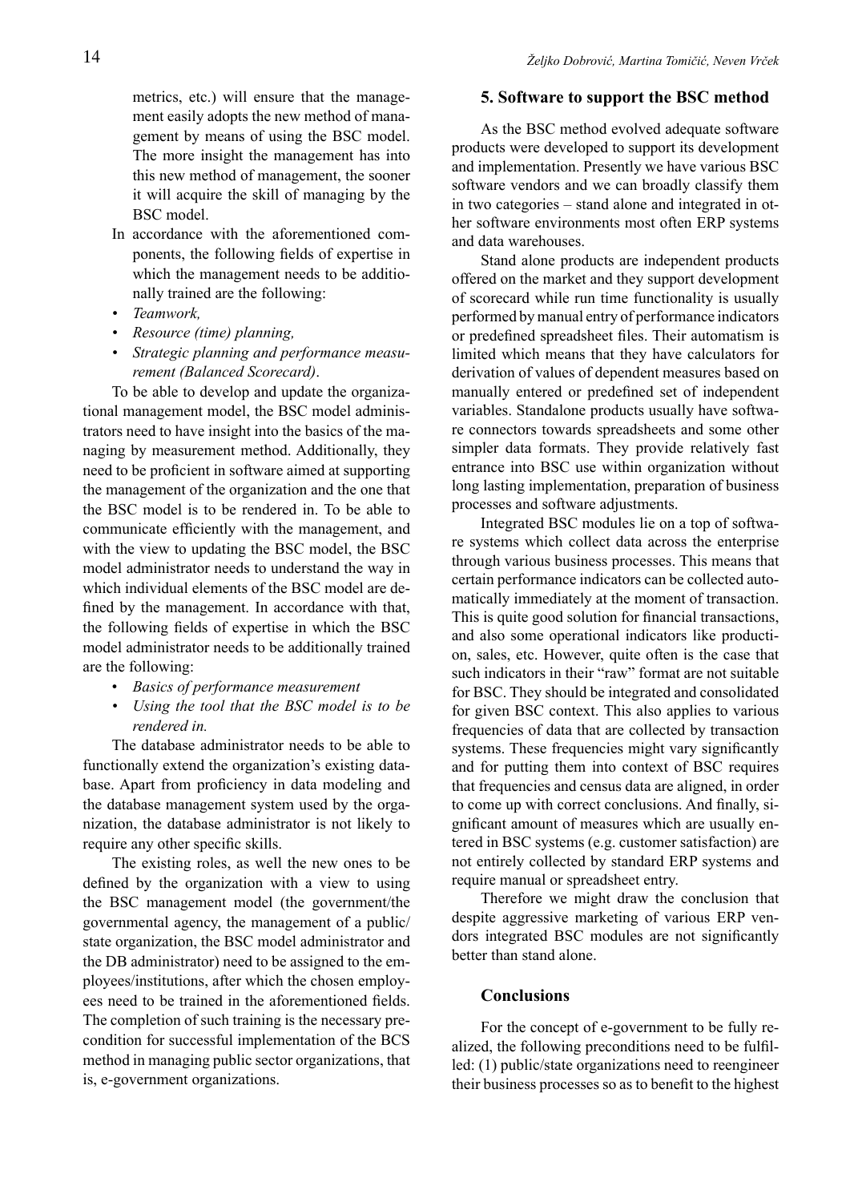metrics, etc.) will ensure that the management easily adopts the new method of management by means of using the BSC model. The more insight the management has into this new method of management, the sooner it will acquire the skill of managing by the BSC model.

In accordance with the aforementioned components, the following fields of expertise in which the management needs to be additionally trained are the following:

- *Teamwork,*
- *Resource (time) planning,*
- *Strategic planning and performance measurement (Balanced Scorecard)*.

To be able to develop and update the organizational management model, the BSC model administrators need to have insight into the basics of the managing by measurement method. Additionally, they need to be proficient in software aimed at supporting the management of the organization and the one that the BSC model is to be rendered in. To be able to communicate efficiently with the management, and with the view to updating the BSC model, the BSC model administrator needs to understand the way in which individual elements of the BSC model are defined by the management. In accordance with that, the following fields of expertise in which the BSC model administrator needs to be additionally trained are the following:

- *Basics of performance measurement*
- *Using the tool that the BSC model is to be rendered in.*

The database administrator needs to be able to functionally extend the organization's existing database. Apart from proficiency in data modeling and the database management system used by the organization, the database administrator is not likely to require any other specific skills.

The existing roles, as well the new ones to be defined by the organization with a view to using the BSC management model (the government/the governmental agency, the management of a public/state organization, the BSC model administrator and the DB administrator) need to be assigned to the employees/institutions, after which the chosen employees need to be trained in the aforementioned fields. The completion of such training is the necessary precondition for successful implementation of the BCS method in managing public sector organizations, that is, e-government organizations.

## 5. Software to support the BSC method

As the BSC method evolved adequate software products were developed to support its development and implementation. Presently we have various BSC software vendors and we can broadly classify them in two categories – stand alone and integrated in other software environments most often ERP systems and data warehouses.

Stand alone products are independent products offered on the market and they support development of scorecard while run time functionality is usually performed by manual entry of performance indicators or predefined spreadsheet files. Their automatism is limited which means that they have calculators for derivation of values of dependent measures based on manually entered or predefined set of independent variables. Standalone products usually have software connectors towards spreadsheets and some other simpler data formats. They provide relatively fast entrance into BSC use within organization without long lasting implementation, preparation of business processes and software adjustments.

Integrated BSC modules lie on a top of software systems which collect data across the enterprise through various business processes. This means that certain performance indicators can be collected automatically immediately at the moment of transaction. This is quite good solution for financial transactions, and also some operational indicators like production, sales, etc. However, quite often is the case that such indicators in their "raw" format are not suitable for BSC. They should be integrated and consolidated for given BSC context. This also applies to various frequencies of data that are collected by transaction systems. These frequencies might vary significantly and for putting them into context of BSC requires that frequencies and census data are aligned, in order to come up with correct conclusions. And finally, significant amount of measures which are usually entered in BSC systems (e.g. customer satisfaction) are not entirely collected by standard ERP systems and require manual or spreadsheet entry.

Therefore we might draw the conclusion that despite aggressive marketing of various ERP vendors integrated BSC modules are not significantly better than stand alone.

## Conclusions

For the concept of e-government to be fully realized, the following preconditions need to be fulfilled: (1) public/state organizations need to reengineer their business processes so as to benefit to the highest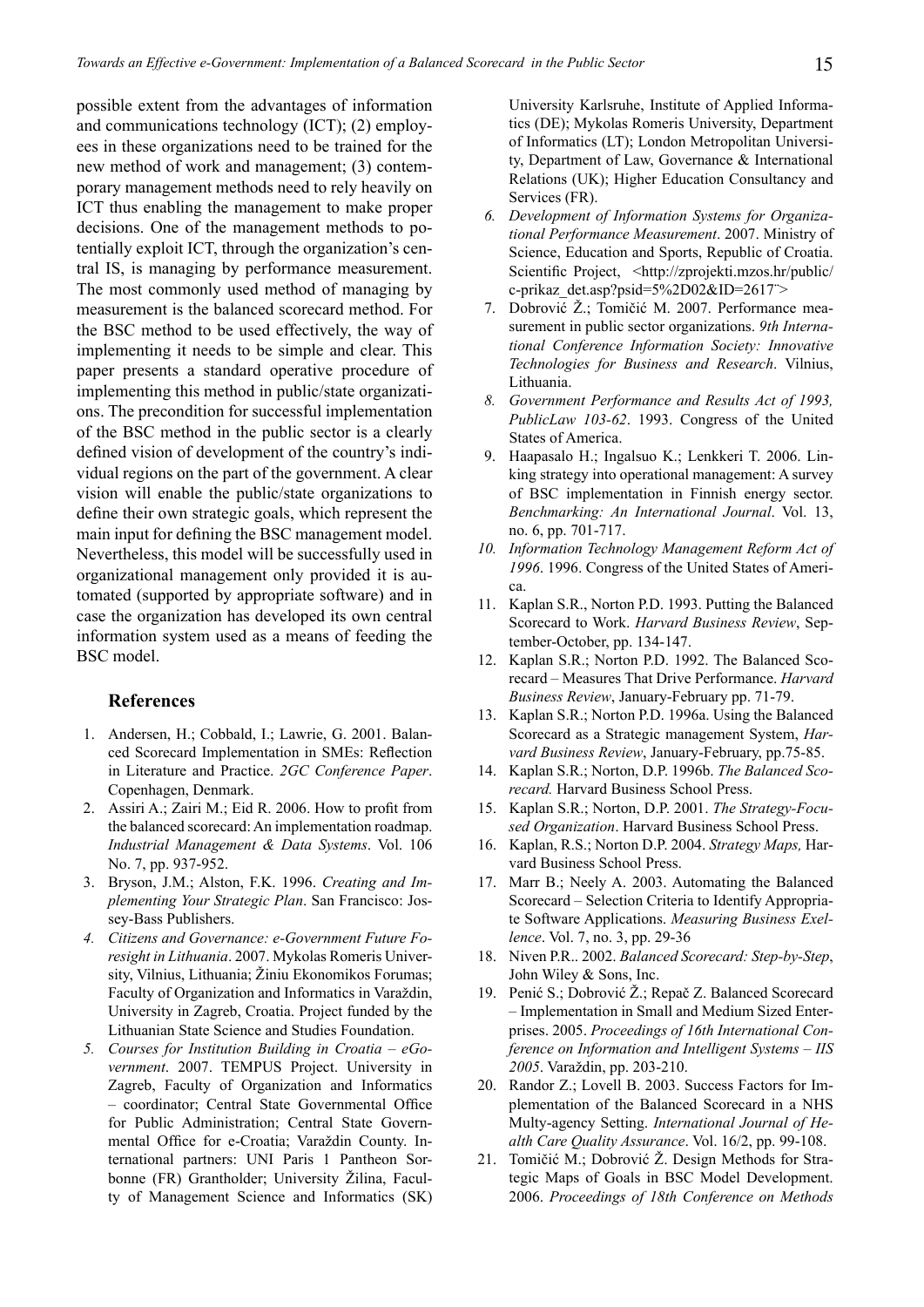possible extent from the advantages of information and communications technology (ICT); (2) employees in these organizations need to be trained for the new method of work and management; (3) contemporary management methods need to rely heavily on ICT thus enabling the management to make proper decisions. One of the management methods to potentially exploit ICT, through the organization's central IS, is managing by performance measurement. The most commonly used method of managing by measurement is the balanced scorecard method. For the BSC method to be used effectively, the way of implementing it needs to be simple and clear. This paper presents a standard operative procedure of implementing this method in public/state organizations. The precondition for successful implementation of the BSC method in the public sector is a clearly defined vision of development of the country's individual regions on the part of the government. A clear vision will enable the public/state organizations to define their own strategic goals, which represent the main input for defining the BSC management model. Nevertheless, this model will be successfully used in organizational management only provided it is automated (supported by appropriate software) and in case the organization has developed its own central information system used as a means of feeding the BSC model.

## References

1. Andersen, H.; Cobbald, I.; Lawrie, G. 2001. Balanced Scorecard Implementation in SMEs: Reflection in Literature and Practice. *2GC Conference Paper*. Copenhagen, Denmark.
2. Assiri A.; Zairi M.; Eid R. 2006. How to profit from the balanced scorecard: An implementation roadmap. *Industrial Management & Data Systems*. Vol. 106 No. 7, pp. 937-952.
3. Bryson, J.M.; Alston, F.K. 1996. *Creating and Implementing Your Strategic Plan*. San Francisco: Jossey-Bass Publishers.
4. *Citizens and Governance: e-Government Future Foresight in Lithuania*. 2007. Mykolas Romeris University, Vilnius, Lithuania; Žiniu Ekonomikos Forumas; Faculty of Organization and Informatics in Varaždin, University in Zagreb, Croatia. Project funded by the Lithuanian State Science and Studies Foundation.
5. *Courses for Institution Building in Croatia – eGovernment*. 2007. TEMPUS Project. University in Zagreb, Faculty of Organization and Informatics – coordinator; Central State Governmental Office for Public Administration; Central State Governmental Office for e-Croatia; Varaždin County. International partners: UNI Paris 1 Pantheon Sorbonne (FR) Grantholder; University Žilina, Faculty of Management Science and Informatics (SK) University Karlsruhe, Institute of Applied Informatics (DE); Mykolas Romeris University, Department of Informatics (LT); London Metropolitan University, Department of Law, Governance & International Relations (UK); Higher Education Consultancy and Services (FR).
6. *Development of Information Systems for Organizational Performance Measurement*. 2007. Ministry of Science, Education and Sports, Republic of Croatia. Scientific Project, <http://zprojekti.mzos.hr/public/c-prikaz_det.asp?psid=5%2D02&ID=2617">
7. Dobrović Ž.; Tomičić M. 2007. Performance measurement in public sector organizations. *9th International Conference Information Society: Innovative Technologies for Business and Research*. Vilnius, Lithuania.
8. *Government Performance and Results Act of 1993, PublicLaw 103-62*. 1993. Congress of the United States of America.
9. Haapasalo H.; Ingalsuo K.; Lenkkeri T. 2006. Linking strategy into operational management: A survey of BSC implementation in Finnish energy sector. *Benchmarking: An International Journal*. Vol. 13, no. 6, pp. 701-717.
10. *Information Technology Management Reform Act of 1996*. 1996. Congress of the United States of America.
11. Kaplan S.R., Norton P.D. 1993. Putting the Balanced Scorecard to Work. *Harvard Business Review*, September-October, pp. 134-147.
12. Kaplan S.R.; Norton P.D. 1992. The Balanced Scorecard – Measures That Drive Performance. *Harvard Business Review*, January-February pp. 71-79.
13. Kaplan S.R.; Norton P.D. 1996a. Using the Balanced Scorecard as a Strategic management System, *Harvard Business Review*, January-February, pp.75-85.
14. Kaplan S.R.; Norton, D.P. 1996b. *The Balanced Scorecard.* Harvard Business School Press.
15. Kaplan S.R.; Norton, D.P. 2001. *The Strategy-Focused Organization*. Harvard Business School Press.
16. Kaplan, R.S.; Norton D.P. 2004. *Strategy Maps,* Harvard Business School Press.
17. Marr B.; Neely A. 2003. Automating the Balanced Scorecard – Selection Criteria to Identify Appropriate Software Applications. *Measuring Business Exellence*. Vol. 7, no. 3, pp. 29-36
18. Niven P.R.. 2002. *Balanced Scorecard: Step-by-Step*, John Wiley & Sons, Inc.
19. Penić S.; Dobrović Ž.; Repač Z. Balanced Scorecard – Implementation in Small and Medium Sized Enterprises. 2005. *Proceedings of 16th International Conference on Information and Intelligent Systems – IIS 2005*. Varaždin, pp. 203-210.
20. Randor Z.; Lovell B. 2003. Success Factors for Implementation of the Balanced Scorecard in a NHS Multy-agency Setting. *International Journal of Health Care Quality Assurance*. Vol. 16/2, pp. 99-108.
21. Tomičić M.; Dobrović Ž. Design Methods for Strategic Maps of Goals in BSC Model Development. 2006. *Proceedings of 18th Conference on Methods*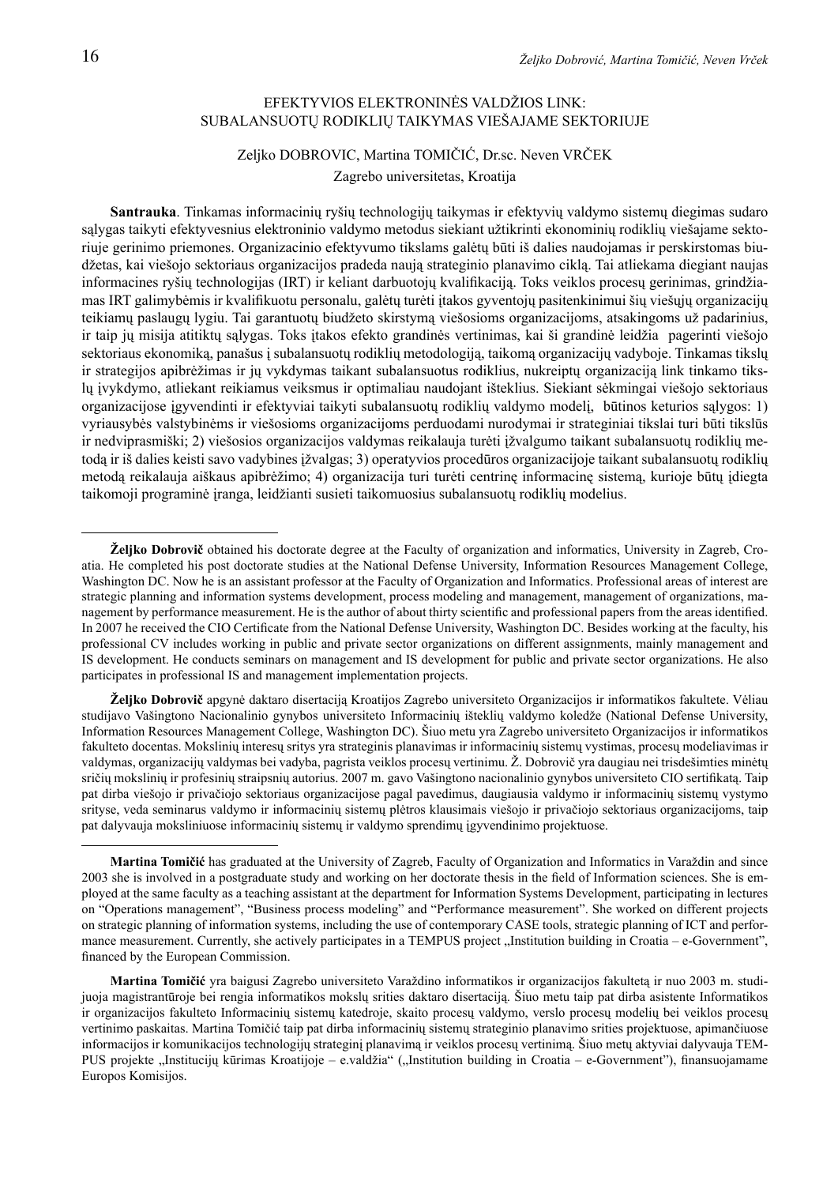## EFEKTYVIOS ELEKTRONINĖS VALDŽIOS LINK: SUBALANSUOTŲ RODIKLIŲ TAIKYMAS VIEŠAJAME SEKTORIUJE

Zeljko DOBROVIC, Martina TOMIČIĆ, Dr.sc. Neven VRČEK

Zagrebo universitetas, Kroatija

**Santrauka**. Tinkamas informacinių ryšių technologijų taikymas ir efektyvių valdymo sistemų diegimas sudaro sąlygas taikyti efektyvesnius elektroninio valdymo metodus siekiant užtikrinti ekonominių rodiklių viešajame sektoriuje gerinimo priemones. Organizacinio efektyvumo tikslams galėtų būti iš dalies naudojamas ir perskirstomas biudžetas, kai viešojo sektoriaus organizacijos pradeda naują strateginio planavimo ciklą. Tai atliekama diegiant naujas informacines ryšių technologijas (IRT) ir keliant darbuotojų kvalifikaciją. Toks veiklos procesų gerinimas, grindžiamas IRT galimybėmis ir kvalifikuotu personalu, galėtų turėti įtakos gyventojų pasitenkinimui šių viešųjų organizacijų teikiamų paslaugų lygiu. Tai garantuotų biudžeto skirstymą viešosioms organizacijoms, atsakingoms už padarinius, ir taip jų misija atitiktų sąlygas. Toks įtakos efekto grandinės vertinimas, kai ši grandinė leidžia pagerinti viešojo sektoriaus ekonomiką, panašus į subalansuotų rodiklių metodologiją, taikomą organizacijų vadyboje. Tinkamas tikslų ir strategijos apibrėžimas ir jų vykdymas taikant subalansuotus rodiklius, nukreiptų organizaciją link tinkamo tikslų įvykdymo, atliekant reikiamus veiksmus ir optimaliau naudojant išteklius. Siekiant sėkmingai viešojo sektoriaus organizacijose įgyvendinti ir efektyviai taikyti subalansuotų rodiklių valdymo modelį, būtinos keturios sąlygos: 1) vyriausybės valstybinėms ir viešosioms organizacijoms perduodami nurodymai ir strateginiai tikslai turi būti tikslūs ir nedviprasmiški; 2) viešosios organizacijos valdymas reikalauja turėti įžvalgumo taikant subalansuotų rodiklių metodą ir iš dalies keisti savo vadybines įžvalgas; 3) operatyvios procedūros organizacijoje taikant subalansuotų rodiklių metodą reikalauja aiškaus apibrėžimo; 4) organizacija turi turėti centrinę informacinę sistemą, kurioje būtų įdiegta taikomoji programinė įranga, leidžianti susieti taikomuosius subalansuotų rodiklių modelius.

---

**Željko Dobrovič** obtained his doctorate degree at the Faculty of organization and informatics, University in Zagreb, Croatia. He completed his post doctorate studies at the National Defense University, Information Resources Management College, Washington DC. Now he is an assistant professor at the Faculty of Organization and Informatics. Professional areas of interest are strategic planning and information systems development, process modeling and management, management of organizations, management by performance measurement. He is the author of about thirty scientific and professional papers from the areas identified. In 2007 he received the CIO Certificate from the National Defense University, Washington DC. Besides working at the faculty, his professional CV includes working in public and private sector organizations on different assignments, mainly management and IS development. He conducts seminars on management and IS development for public and private sector organizations. He also participates in professional IS and management implementation projects.

**Željko Dobrovič** apgynė daktaro disertaciją Kroatijos Zagrebo universiteto Organizacijos ir informatikos fakultete. Vėliau studijavo Vašingtono Nacionalinio gynybos universiteto Informacinių išteklių valdymo koledže (National Defense University, Information Resources Management College, Washington DC). Šiuo metu yra Zagrebo universiteto Organizacijos ir informatikos fakulteto docentas. Mokslinių interesų sritys yra strateginis planavimas ir informacinių sistemų vystimas, procesų modeliavimas ir valdymas, organizacijų valdymas bei vadyba, pagrista veiklos procesų vertinimu. Ž. Dobrovič yra daugiau nei trisdešimties minėtų sričių mokslinių ir profesinių straipsnių autorius. 2007 m. gavo Vašingtono nacionalinio gynybos universiteto CIO sertifikatą. Taip pat dirba viešojo ir privačiojo sektoriaus organizacijose pagal pavedimus, daugiausia valdymo ir informacinių sistemų vystymo srityse, veda seminarus valdymo ir informacinių sistemų plėtros klausimais viešojo ir privačiojo sektoriaus organizacijoms, taip pat dalyvauja moksliniuose informacinių sistemų ir valdymo sprendimų įgyvendinimo projektuose.

---

**Martina Tomičić** has graduated at the University of Zagreb, Faculty of Organization and Informatics in Varaždin and since 2003 she is involved in a postgraduate study and working on her doctorate thesis in the field of Information sciences. She is employed at the same faculty as a teaching assistant at the department for Information Systems Development, participating in lectures on "Operations management", "Business process modeling" and "Performance measurement". She worked on different projects on strategic planning of information systems, including the use of contemporary CASE tools, strategic planning of ICT and performance measurement. Currently, she actively participates in a TEMPUS project „Institution building in Croatia – e-Government", financed by the European Commission.

**Martina Tomičić** yra baigusi Zagrebo universiteto Varaždino informatikos ir organizacijos fakultetą ir nuo 2003 m. studijuoja magistrantūroje bei rengia informatikos mokslų srities daktaro disertaciją. Šiuo metu taip pat dirba asistente Informatikos ir organizacijos fakulteto Informacinių sistemų katedroje, skaito procesų valdymo, verslo procesų modelių bei veiklos procesų vertinimo paskaitas. Martina Tomičić taip pat dirba informacinių sistemų strateginio planavimo srities projektuose, apimančiuose informacijos ir komunikacijos technologijų strateginį planavimą ir veiklos procesų vertinimą. Šiuo metų aktyviai dalyvauja TEMPUS projekte „Institucijų kūrimas Kroatijoje – e.valdžia" („Institution building in Croatia – e-Government"), finansuojamame Europos Komisijos.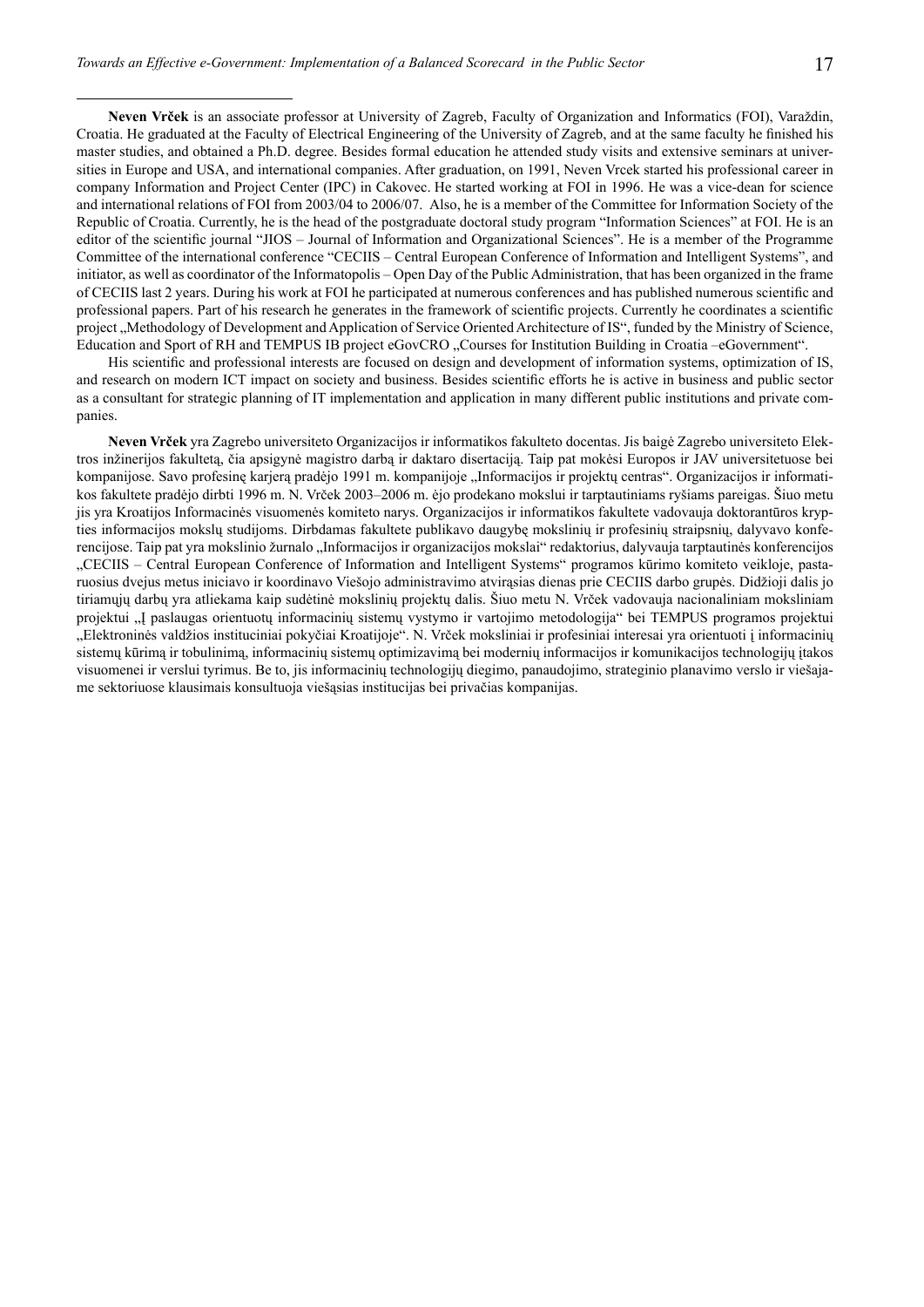**Neven Vrček** is an associate professor at University of Zagreb, Faculty of Organization and Informatics (FOI), Varaždin, Croatia. He graduated at the Faculty of Electrical Engineering of the University of Zagreb, and at the same faculty he finished his master studies, and obtained a Ph.D. degree. Besides formal education he attended study visits and extensive seminars at universities in Europe and USA, and international companies. After graduation, on 1991, Neven Vrcek started his professional career in company Information and Project Center (IPC) in Cakovec. He started working at FOI in 1996. He was a vice-dean for science and international relations of FOI from 2003/04 to 2006/07. Also, he is a member of the Committee for Information Society of the Republic of Croatia. Currently, he is the head of the postgraduate doctoral study program "Information Sciences" at FOI. He is an editor of the scientific journal "JIOS – Journal of Information and Organizational Sciences". He is a member of the Programme Committee of the international conference "CECIIS – Central European Conference of Information and Intelligent Systems", and initiator, as well as coordinator of the Informatopolis – Open Day of the Public Administration, that has been organized in the frame of CECIIS last 2 years. During his work at FOI he participated at numerous conferences and has published numerous scientific and professional papers. Part of his research he generates in the framework of scientific projects. Currently he coordinates a scientific project „Methodology of Development and Application of Service Oriented Architecture of IS", funded by the Ministry of Science, Education and Sport of RH and TEMPUS IB project eGovCRO „Courses for Institution Building in Croatia –eGovernment".

His scientific and professional interests are focused on design and development of information systems, optimization of IS, and research on modern ICT impact on society and business. Besides scientific efforts he is active in business and public sector as a consultant for strategic planning of IT implementation and application in many different public institutions and private companies.

**Neven Vrček** yra Zagrebo universiteto Organizacijos ir informatikos fakulteto docentas. Jis baigė Zagrebo universiteto Elektros inžinerijos fakultetą, čia apsigynė magistro darbą ir daktaro disertaciją. Taip pat mokėsi Europos ir JAV universitetuose bei kompanijose. Savo profesinę karjerą pradėjo 1991 m. kompanijoje „Informacijos ir projektų centras". Organizacijos ir informatikos fakultete pradėjo dirbti 1996 m. N. Vrček 2003–2006 m. ėjo prodekano mokslui ir tarptautiniams ryšiams pareigas. Šiuo metu jis yra Kroatijos Informacinės visuomenės komiteto narys. Organizacijos ir informatikos fakultete vadovauja doktorantūros krypties informacijos mokslų studijoms. Dirbdamas fakultete publikavo daugybę mokslinių ir profesinių straipsnių, dalyvavo konferencijose. Taip pat yra mokslinio žurnalo „Informacijos ir organizacijos mokslai" redaktorius, dalyvauja tarptautinės konferencijos „CECIIS – Central European Conference of Information and Intelligent Systems" programos kūrimo komiteto veikloje, pastaruosius dvejus metus iniciavo ir koordinavo Viešojo administravimo atvirąsias dienas prie CECIIS darbo grupės. Didžioji dalis jo tiriamųjų darbų yra atliekama kaip sudėtinė mokslinių projektų dalis. Šiuo metu N. Vrček vadovauja nacionaliniam moksliniam projektui „Į paslaugas orientuotų informacinių sistemų vystymo ir vartojimo metodologija" bei TEMPUS programos projektui „Elektroninės valdžios instituciniai pokyčiai Kroatijoje". N. Vrček moksliniai ir profesiniai interesai yra orientuoti į informacinių sistemų kūrimą ir tobulinimą, informacinių sistemų optimizavimą bei modernių informacijos ir komunikacijos technologijų įtakos visuomenei ir verslui tyrimus. Be to, jis informacinių technologijų diegimo, panaudojimo, strateginio planavimo verslo ir viešajame sektoriuose klausimais konsultuoja viešąsias institucijas bei privačias kompanijas.